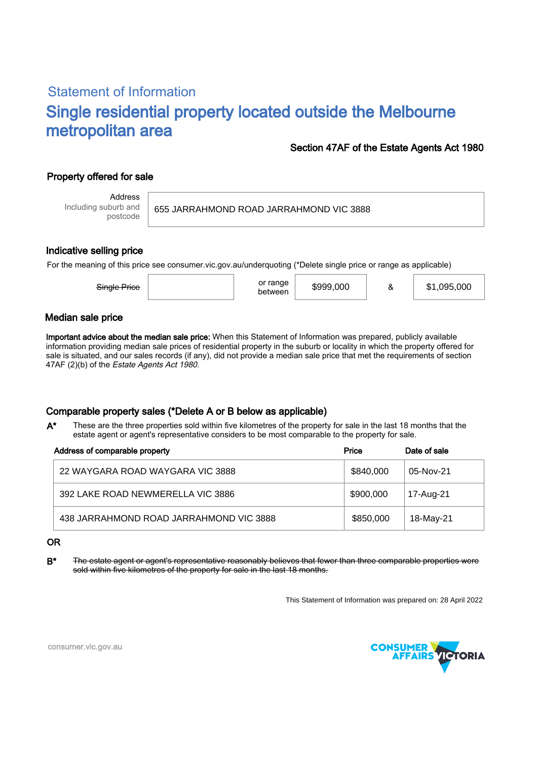## Statement of Information

# Single residential property located outside the Melbourne metropolitan area

**Section 47AF of the Estate Agents Act 1980**

### Property offered for sale

| Address Including suburb and postcode | 655 JARRAHMOND ROAD JARRAHMOND VIC 3888 |
|---|---|

### Indicative selling price

For the meaning of this price see consumer.vic.gov.au/underquoting (*Delete single price or range as applicable)

| ~~Single Price~~ | | or range between | $999,000 | & | $1,095,000 |
|---|---|---|---|---|---|

### Median sale price

**Important advice about the median sale price:** When this Statement of Information was prepared, publicly available information providing median sale prices of residential property in the suburb or locality in which the property offered for sale is situated, and our sales records (if any), did not provide a median sale price that met the requirements of section 47AF (2)(b) of the *Estate Agents Act 1980.*

### Comparable property sales (*Delete A or B below as applicable)

**A*** These are the three properties sold within five kilometres of the property for sale in the last 18 months that the estate agent or agent's representative considers to be most comparable to the property for sale.

| Address of comparable property | Price | Date of sale |
|---|---|---|
| 22 WAYGARA ROAD WAYGARA VIC 3888 | $840,000 | 05-Nov-21 |
| 392 LAKE ROAD NEWMERELLA VIC 3886 | $900,000 | 17-Aug-21 |
| 438 JARRAHMOND ROAD JARRAHMOND VIC 3888 | $850,000 | 18-May-21 |

OR

**B*** ~~The estate agent or agent's representative reasonably believes that fewer than three comparable properties were sold within five kilometres of the property for sale in the last 18 months.~~

This Statement of Information was prepared on: 28 April 2022

consumer.vic.gov.au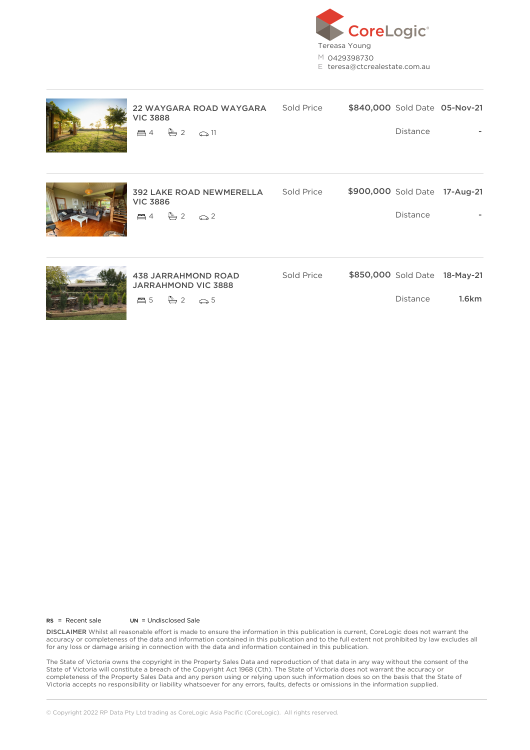CoreLogic

Tereasa Young

M 0429398730

E teresa@ctcrealestate.com.au

| | | | | |
|---|---|---|---|---|
| **22 WAYGARA ROAD WAYGARA VIC 3888** | Sold Price | **$840,000** | Sold Date | **05-Nov-21** |
| 4 beds, 2 baths, 11 cars | | | Distance | - |
| **392 LAKE ROAD NEWMERELLA VIC 3886** | Sold Price | **$900,000** | Sold Date | **17-Aug-21** |
| 4 beds, 2 baths, 2 cars | | | Distance | - |
| **438 JARRAHMOND ROAD JARRAHMOND VIC 3888** | Sold Price | **$850,000** | Sold Date | **18-May-21** |
| 5 beds, 2 baths, 5 cars | | | Distance | **1.6km** |

**RS** = Recent sale **UN** = Undisclosed Sale

DISCLAIMER Whilst all reasonable effort is made to ensure the information in this publication is current, CoreLogic does not warrant the accuracy or completeness of the data and information contained in this publication and to the full extent not prohibited by law excludes all for any loss or damage arising in connection with the data and information contained in this publication.

The State of Victoria owns the copyright in the Property Sales Data and reproduction of that data in any way without the consent of the State of Victoria will constitute a breach of the Copyright Act 1968 (Cth). The State of Victoria does not warrant the accuracy or completeness of the Property Sales Data and any person using or relying upon such information does so on the basis that the State of Victoria accepts no responsibility or liability whatsoever for any errors, faults, defects or omissions in the information supplied.

© Copyright 2022 RP Data Pty Ltd trading as CoreLogic Asia Pacific (CoreLogic). All rights reserved.